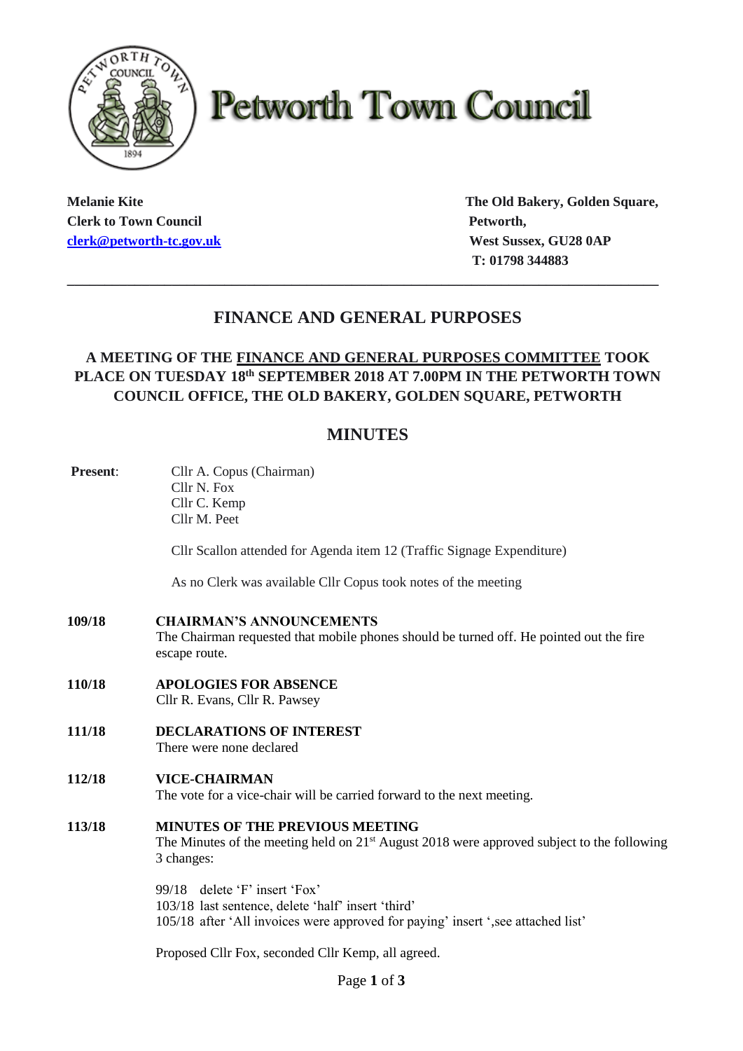# Petworth Town Council

**Melanie Kite**
**Clerk to Town Council**
**clerk@petworth-tc.gov.uk**

**The Old Bakery, Golden Square,**
**Petworth,**
**West Sussex, GU28 0AP**
**T: 01798 344883**

---

## FINANCE AND GENERAL PURPOSES

### A MEETING OF THE FINANCE AND GENERAL PURPOSES COMMITTEE TOOK PLACE ON TUESDAY 18th SEPTEMBER 2018 AT 7.00PM IN THE PETWORTH TOWN COUNCIL OFFICE, THE OLD BAKERY, GOLDEN SQUARE, PETWORTH

## MINUTES

**Present**:
Cllr A. Copus (Chairman)
Cllr N. Fox
Cllr C. Kemp
Cllr M. Peet

Cllr Scallon attended for Agenda item 12 (Traffic Signage Expenditure)

As no Clerk was available Cllr Copus took notes of the meeting

**109/18 CHAIRMAN'S ANNOUNCEMENTS**
The Chairman requested that mobile phones should be turned off. He pointed out the fire escape route.

**110/18 APOLOGIES FOR ABSENCE**
Cllr R. Evans, Cllr R. Pawsey

**111/18 DECLARATIONS OF INTEREST**
There were none declared

**112/18 VICE-CHAIRMAN**
The vote for a vice-chair will be carried forward to the next meeting.

**113/18 MINUTES OF THE PREVIOUS MEETING**
The Minutes of the meeting held on 21st August 2018 were approved subject to the following 3 changes:

99/18 delete 'F' insert 'Fox'
103/18 last sentence, delete 'half' insert 'third'
105/18 after 'All invoices were approved for paying' insert ',see attached list'

Proposed Cllr Fox, seconded Cllr Kemp, all agreed.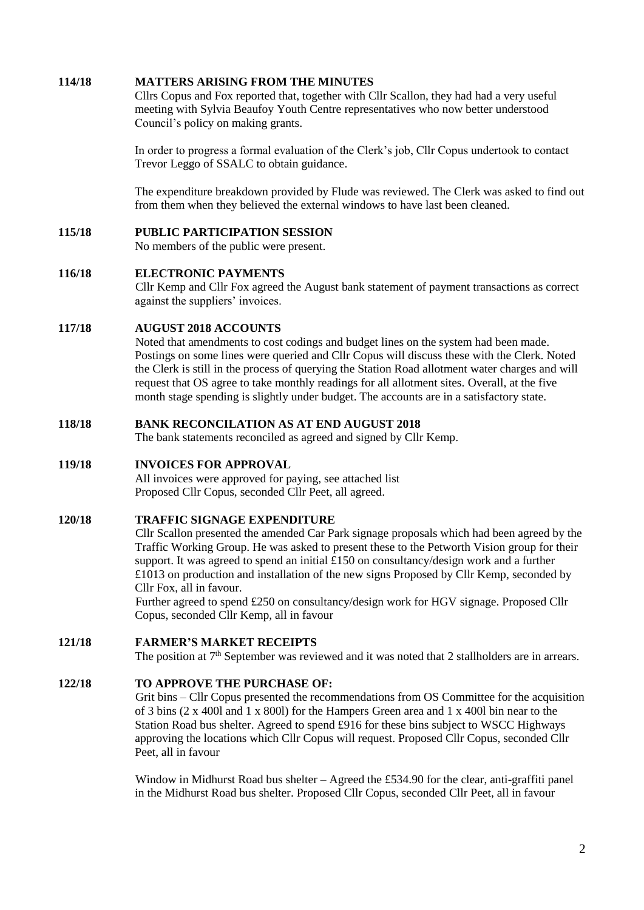**114/18 MATTERS ARISING FROM THE MINUTES**

Cllrs Copus and Fox reported that, together with Cllr Scallon, they had had a very useful meeting with Sylvia Beaufoy Youth Centre representatives who now better understood Council's policy on making grants.

In order to progress a formal evaluation of the Clerk's job, Cllr Copus undertook to contact Trevor Leggo of SSALC to obtain guidance.

The expenditure breakdown provided by Flude was reviewed. The Clerk was asked to find out from them when they believed the external windows to have last been cleaned.

**115/18 PUBLIC PARTICIPATION SESSION**

No members of the public were present.

**116/18 ELECTRONIC PAYMENTS**

Cllr Kemp and Cllr Fox agreed the August bank statement of payment transactions as correct against the suppliers' invoices.

**117/18 AUGUST 2018 ACCOUNTS**

Noted that amendments to cost codings and budget lines on the system had been made. Postings on some lines were queried and Cllr Copus will discuss these with the Clerk. Noted the Clerk is still in the process of querying the Station Road allotment water charges and will request that OS agree to take monthly readings for all allotment sites. Overall, at the five month stage spending is slightly under budget. The accounts are in a satisfactory state.

**118/18 BANK RECONCILATION AS AT END AUGUST 2018**

The bank statements reconciled as agreed and signed by Cllr Kemp.

**119/18 INVOICES FOR APPROVAL**

All invoices were approved for paying, see attached list
Proposed Cllr Copus, seconded Cllr Peet, all agreed.

**120/18 TRAFFIC SIGNAGE EXPENDITURE**

Cllr Scallon presented the amended Car Park signage proposals which had been agreed by the Traffic Working Group. He was asked to present these to the Petworth Vision group for their support. It was agreed to spend an initial £150 on consultancy/design work and a further £1013 on production and installation of the new signs Proposed by Cllr Kemp, seconded by Cllr Fox, all in favour.

Further agreed to spend £250 on consultancy/design work for HGV signage. Proposed Cllr Copus, seconded Cllr Kemp, all in favour

**121/18 FARMER'S MARKET RECEIPTS**

The position at 7th September was reviewed and it was noted that 2 stallholders are in arrears.

**122/18 TO APPROVE THE PURCHASE OF:**

Grit bins – Cllr Copus presented the recommendations from OS Committee for the acquisition of 3 bins (2 x 400l and 1 x 800l) for the Hampers Green area and 1 x 400l bin near to the Station Road bus shelter. Agreed to spend £916 for these bins subject to WSCC Highways approving the locations which Cllr Copus will request. Proposed Cllr Copus, seconded Cllr Peet, all in favour

Window in Midhurst Road bus shelter – Agreed the £534.90 for the clear, anti-graffiti panel in the Midhurst Road bus shelter. Proposed Cllr Copus, seconded Cllr Peet, all in favour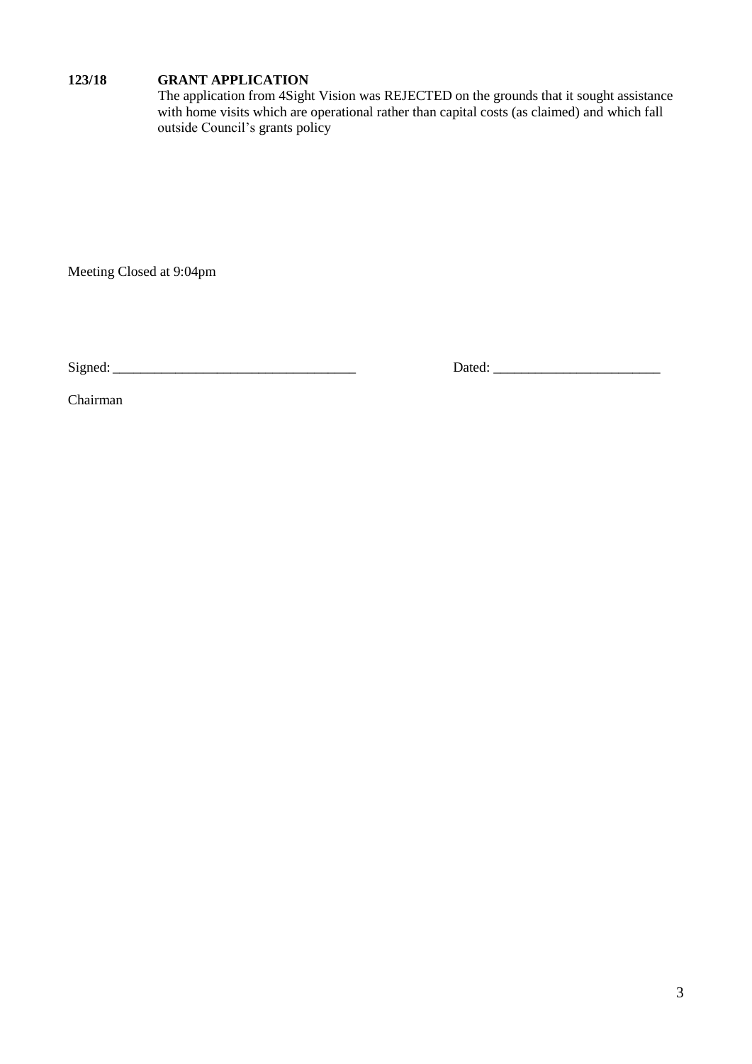**123/18 GRANT APPLICATION**

The application from 4Sight Vision was REJECTED on the grounds that it sought assistance with home visits which are operational rather than capital costs (as claimed) and which fall outside Council's grants policy

Meeting Closed at 9:04pm

Signed: ___________________________________ Dated: ________________________

Chairman